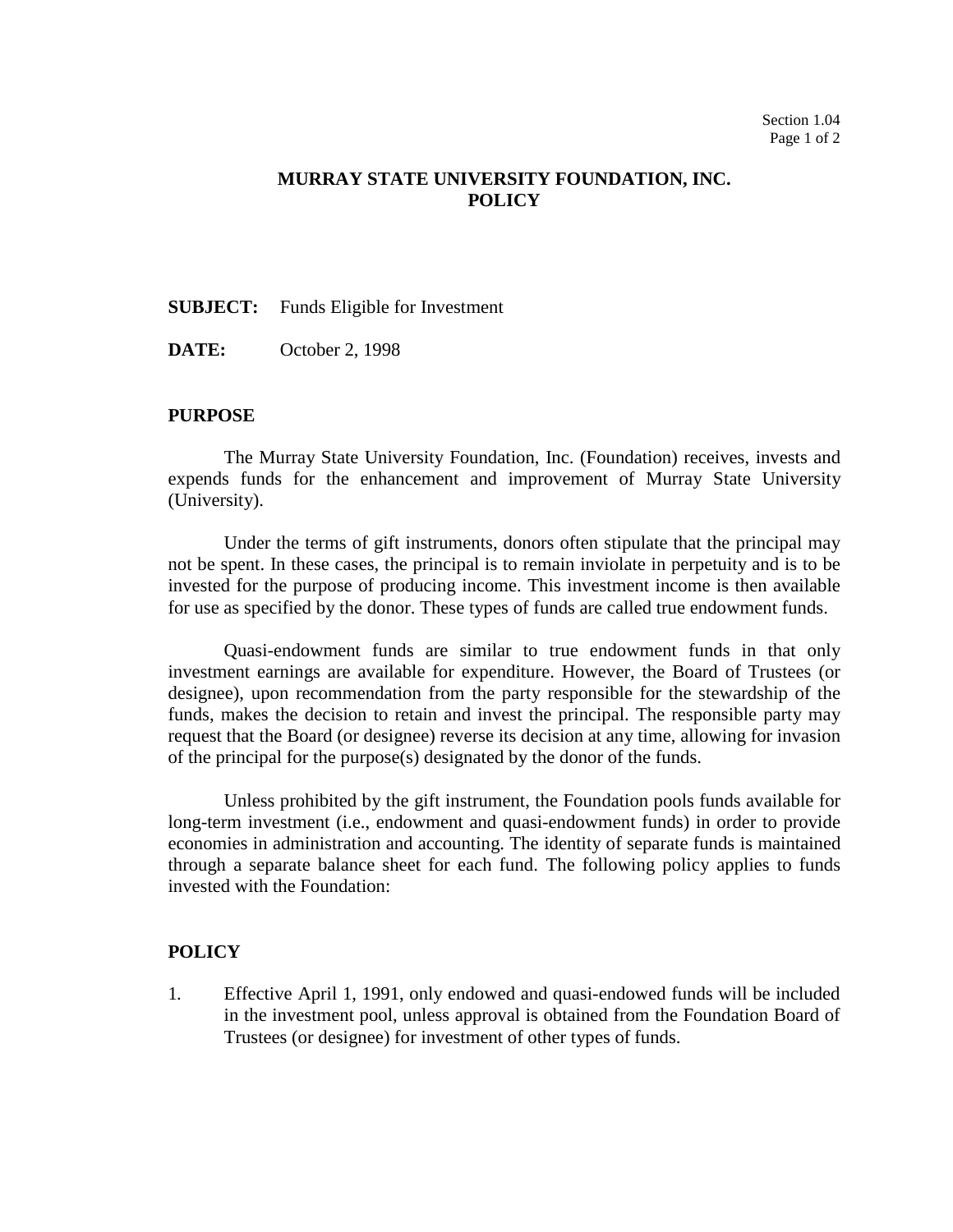# MURRAY STATE UNIVERSITY FOUNDATION, INC.
# POLICY

**SUBJECT:** Funds Eligible for Investment

**DATE:** October 2, 1998

## PURPOSE

The Murray State University Foundation, Inc. (Foundation) receives, invests and expends funds for the enhancement and improvement of Murray State University (University).

Under the terms of gift instruments, donors often stipulate that the principal may not be spent. In these cases, the principal is to remain inviolate in perpetuity and is to be invested for the purpose of producing income. This investment income is then available for use as specified by the donor. These types of funds are called true endowment funds.

Quasi-endowment funds are similar to true endowment funds in that only investment earnings are available for expenditure. However, the Board of Trustees (or designee), upon recommendation from the party responsible for the stewardship of the funds, makes the decision to retain and invest the principal. The responsible party may request that the Board (or designee) reverse its decision at any time, allowing for invasion of the principal for the purpose(s) designated by the donor of the funds.

Unless prohibited by the gift instrument, the Foundation pools funds available for long-term investment (i.e., endowment and quasi-endowment funds) in order to provide economies in administration and accounting. The identity of separate funds is maintained through a separate balance sheet for each fund. The following policy applies to funds invested with the Foundation:

## POLICY

1. Effective April 1, 1991, only endowed and quasi-endowed funds will be included in the investment pool, unless approval is obtained from the Foundation Board of Trustees (or designee) for investment of other types of funds.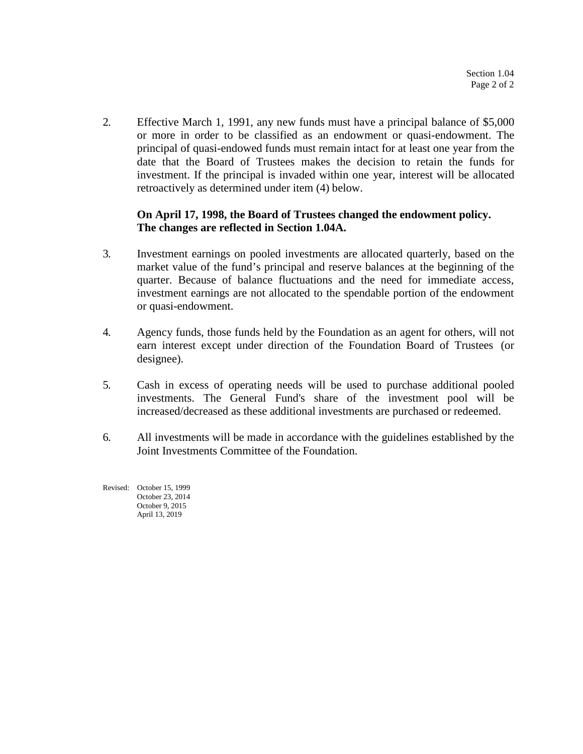2. Effective March 1, 1991, any new funds must have a principal balance of $5,000 or more in order to be classified as an endowment or quasi-endowment. The principal of quasi-endowed funds must remain intact for at least one year from the date that the Board of Trustees makes the decision to retain the funds for investment. If the principal is invaded within one year, interest will be allocated retroactively as determined under item (4) below.

   **On April 17, 1998, the Board of Trustees changed the endowment policy. The changes are reflected in Section 1.04A.**

3. Investment earnings on pooled investments are allocated quarterly, based on the market value of the fund's principal and reserve balances at the beginning of the quarter. Because of balance fluctuations and the need for immediate access, investment earnings are not allocated to the spendable portion of the endowment or quasi-endowment.

4. Agency funds, those funds held by the Foundation as an agent for others, will not earn interest except under direction of the Foundation Board of Trustees (or designee).

5. Cash in excess of operating needs will be used to purchase additional pooled investments. The General Fund's share of the investment pool will be increased/decreased as these additional investments are purchased or redeemed.

6. All investments will be made in accordance with the guidelines established by the Joint Investments Committee of the Foundation.

Revised: October 15, 1999
October 23, 2014
October 9, 2015
April 13, 2019